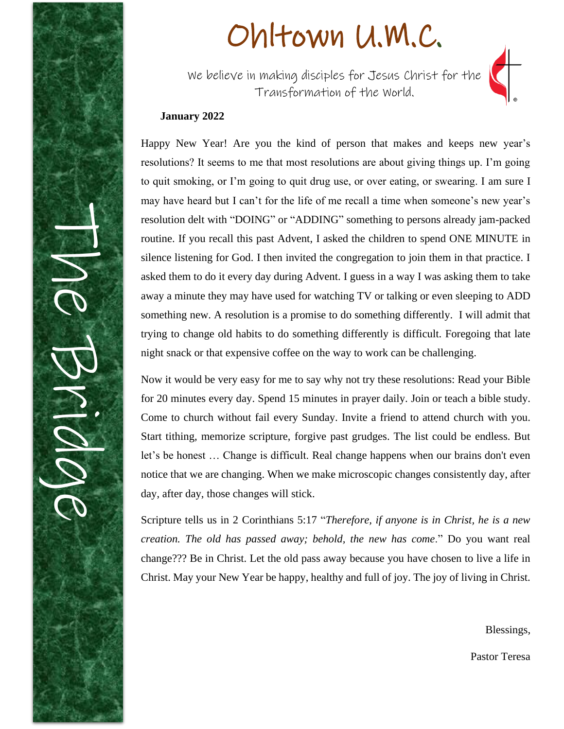# Ohltown U.M.C.

We believe in making disciples for Jesus Christ for the Transformation of the World.

The Bridge

**January 2022**

Happy New Year! Are you the kind of person that makes and keeps new year's resolutions? It seems to me that most resolutions are about giving things up. I'm going to quit smoking, or I'm going to quit drug use, or over eating, or swearing. I am sure I may have heard but I can't for the life of me recall a time when someone's new year's resolution delt with "DOING" or "ADDING" something to persons already jam-packed routine. If you recall this past Advent, I asked the children to spend ONE MINUTE in silence listening for God. I then invited the congregation to join them in that practice. I asked them to do it every day during Advent. I guess in a way I was asking them to take away a minute they may have used for watching TV or talking or even sleeping to ADD something new. A resolution is a promise to do something differently. I will admit that trying to change old habits to do something differently is difficult. Foregoing that late night snack or that expensive coffee on the way to work can be challenging.

Now it would be very easy for me to say why not try these resolutions: Read your Bible for 20 minutes every day. Spend 15 minutes in prayer daily. Join or teach a bible study. Come to church without fail every Sunday. Invite a friend to attend church with you. Start tithing, memorize scripture, forgive past grudges. The list could be endless. But let's be honest … Change is difficult. Real change happens when our brains don't even notice that we are changing. When we make microscopic changes consistently day, after day, after day, those changes will stick.

Scripture tells us in 2 Corinthians 5:17 "*Therefore, if anyone is in Christ, he is a new creation. The old has passed away; behold, the new has come*." Do you want real change??? Be in Christ. Let the old pass away because you have chosen to live a life in Christ. May your New Year be happy, healthy and full of joy. The joy of living in Christ.

Blessings,

Pastor Teresa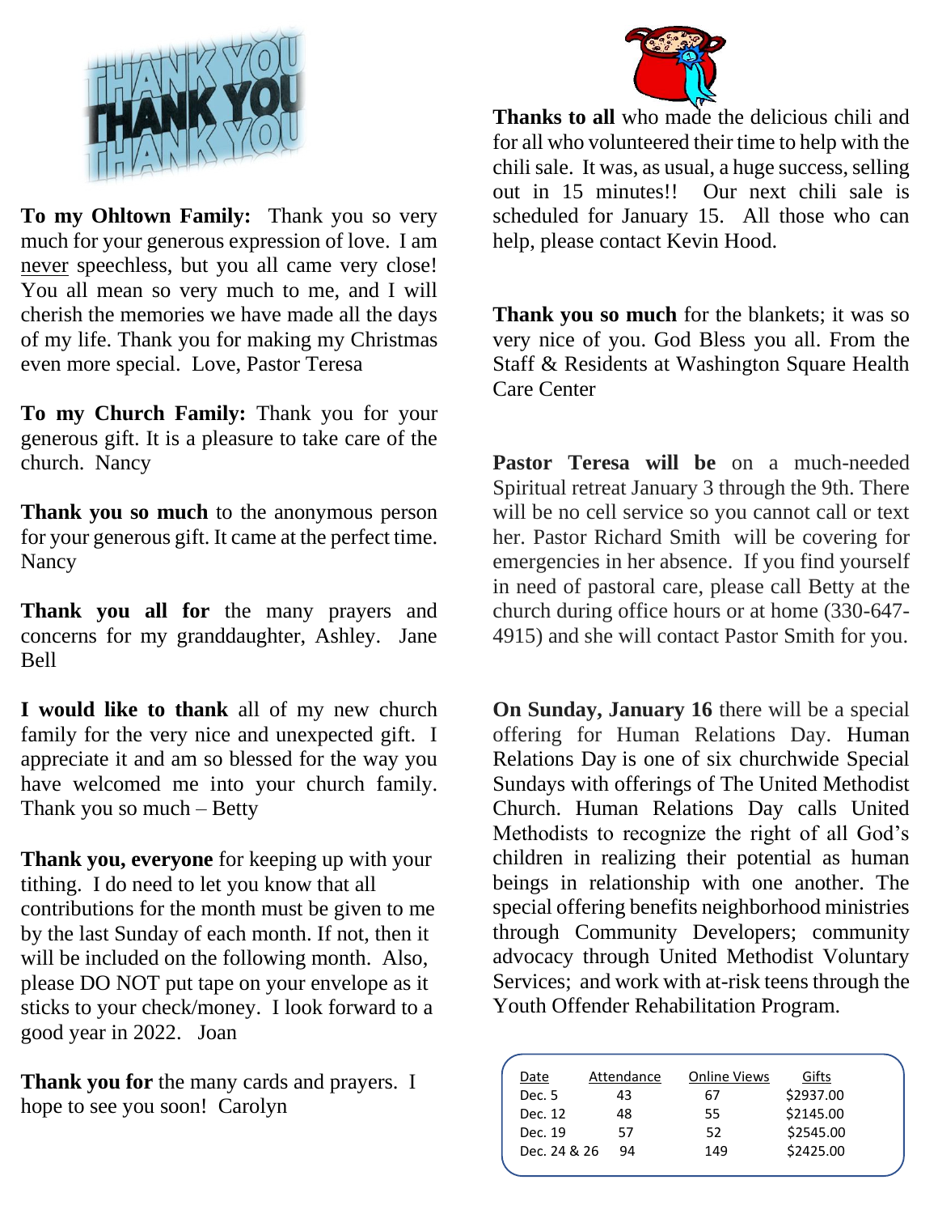**To my Ohltown Family:** Thank you so very much for your generous expression of love. I am never speechless, but you all came very close! You all mean so very much to me, and I will cherish the memories we have made all the days of my life. Thank you for making my Christmas even more special. Love, Pastor Teresa

**To my Church Family:** Thank you for your generous gift. It is a pleasure to take care of the church. Nancy

**Thank you so much** to the anonymous person for your generous gift. It came at the perfect time. Nancy

**Thank you all for** the many prayers and concerns for my granddaughter, Ashley. Jane Bell

**I would like to thank** all of my new church family for the very nice and unexpected gift. I appreciate it and am so blessed for the way you have welcomed me into your church family. Thank you so much – Betty

**Thank you, everyone** for keeping up with your tithing. I do need to let you know that all contributions for the month must be given to me by the last Sunday of each month. If not, then it will be included on the following month. Also, please DO NOT put tape on your envelope as it sticks to your check/money. I look forward to a good year in 2022. Joan

**Thank you for** the many cards and prayers. I hope to see you soon! Carolyn

**Thanks to all** who made the delicious chili and for all who volunteered their time to help with the chili sale. It was, as usual, a huge success, selling out in 15 minutes!! Our next chili sale is scheduled for January 15. All those who can help, please contact Kevin Hood.

**Thank you so much** for the blankets; it was so very nice of you. God Bless you all. From the Staff & Residents at Washington Square Health Care Center

**Pastor Teresa will be** on a much-needed Spiritual retreat January 3 through the 9th. There will be no cell service so you cannot call or text her. Pastor Richard Smith will be covering for emergencies in her absence. If you find yourself in need of pastoral care, please call Betty at the church during office hours or at home (330-647-4915) and she will contact Pastor Smith for you.

**On Sunday, January 16** there will be a special offering for Human Relations Day. Human Relations Day is one of six churchwide Special Sundays with offerings of The United Methodist Church. Human Relations Day calls United Methodists to recognize the right of all God's children in realizing their potential as human beings in relationship with one another. The special offering benefits neighborhood ministries through Community Developers; community advocacy through United Methodist Voluntary Services; and work with at-risk teens through the Youth Offender Rehabilitation Program.

| Date | Attendance | Online Views | Gifts |
|---|---|---|---|
| Dec. 5 | 43 | 67 | $2937.00 |
| Dec. 12 | 48 | 55 | $2145.00 |
| Dec. 19 | 57 | 52 | $2545.00 |
| Dec. 24 & 26 | 94 | 149 | $2425.00 |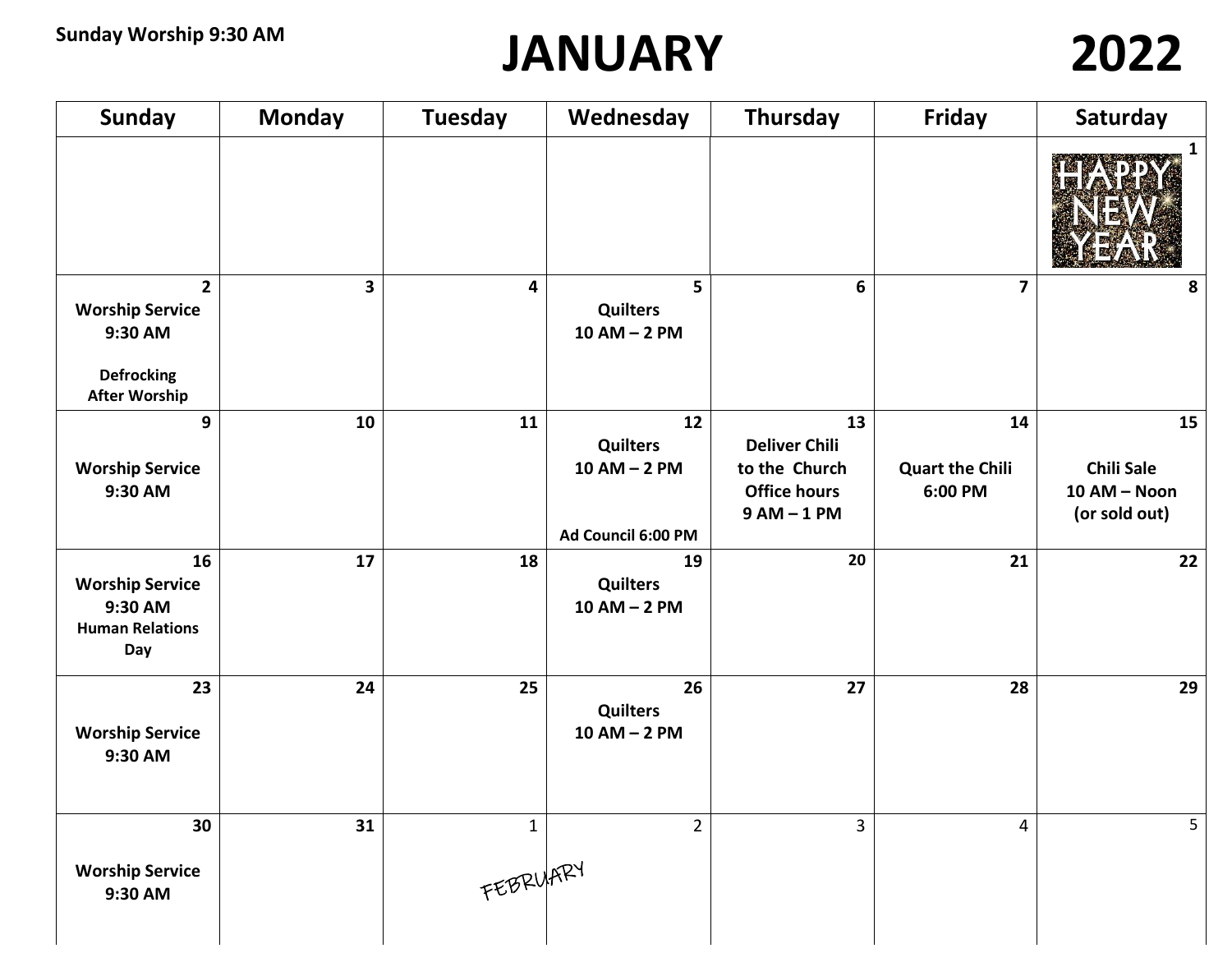**Sunday Worship 9:30 AM**

# JANUARY 2022

| Sunday | Monday | Tuesday | Wednesday | Thursday | Friday | Saturday |
|---|---|---|---|---|---|---|
| | | | | | | 1 HAPPY NEW YEAR |
| 2 Worship Service 9:30 AM Defrocking After Worship | 3 | 4 | 5 Quilters 10 AM – 2 PM | 6 | 7 | 8 |
| 9 Worship Service 9:30 AM | 10 | 11 | 12 Quilters 10 AM – 2 PM Ad Council 6:00 PM | 13 Deliver Chili to the Church Office hours 9 AM – 1 PM | 14 Quart the Chili 6:00 PM | 15 Chili Sale 10 AM – Noon (or sold out) |
| 16 Worship Service 9:30 AM Human Relations Day | 17 | 18 | 19 Quilters 10 AM – 2 PM | 20 | 21 | 22 |
| 23 Worship Service 9:30 AM | 24 | 25 | 26 Quilters 10 AM – 2 PM | 27 | 28 | 29 |
| 30 Worship Service 9:30 AM | 31 | 1 FEBRUARY | 2 | 3 | 4 | 5 |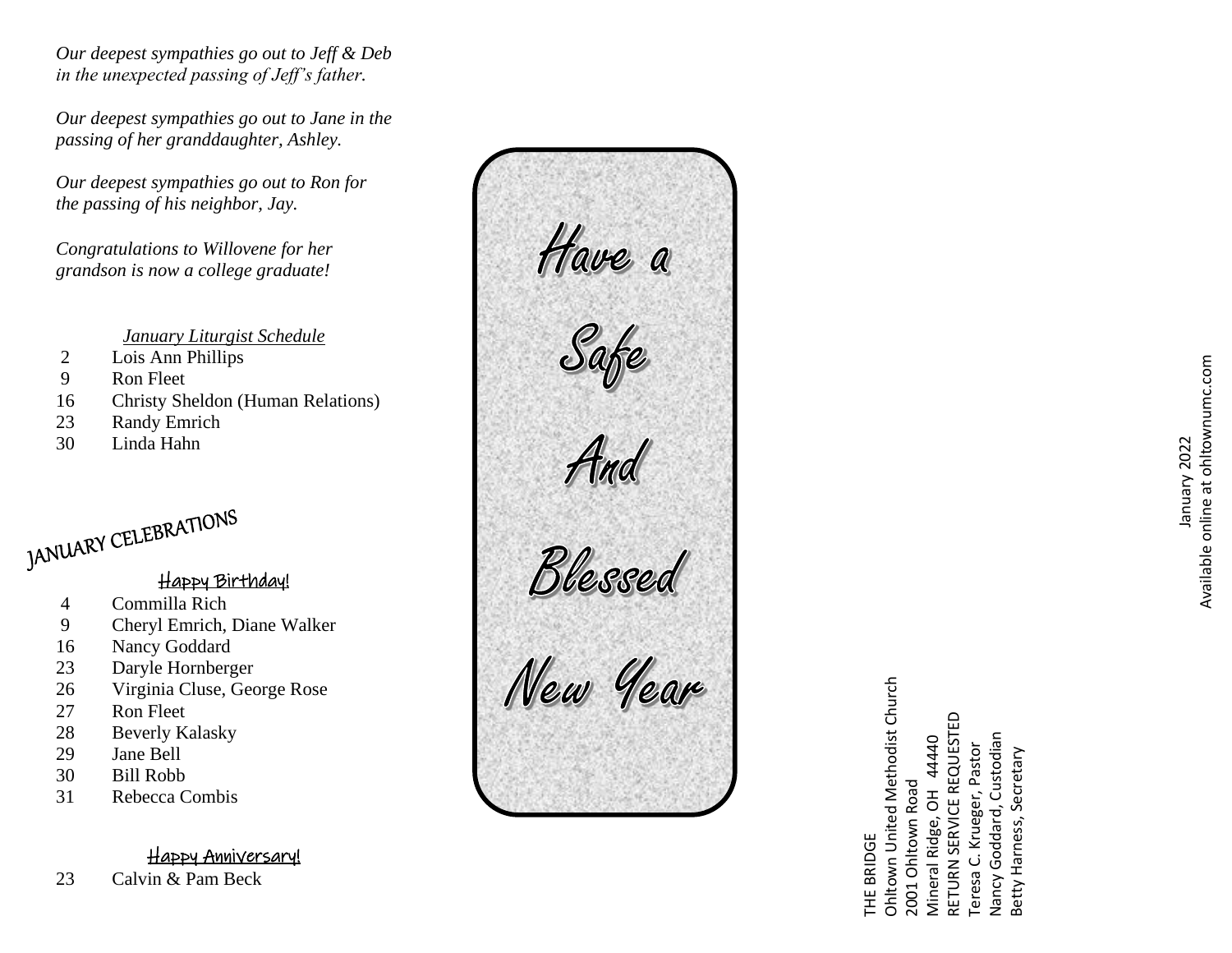*Our deepest sympathies go out to Jeff & Deb in the unexpected passing of Jeff's father.*

*Our deepest sympathies go out to Jane in the passing of her granddaughter, Ashley.*

*Our deepest sympathies go out to Ron for the passing of his neighbor, Jay.*

*Congratulations to Willovene for her grandson is now a college graduate!*

## *January Liturgist Schedule*

| | |
|---|---|
| 2 | Lois Ann Phillips |
| 9 | Ron Fleet |
| 16 | Christy Sheldon (Human Relations) |
| 23 | Randy Emrich |
| 30 | Linda Hahn |

# JANUARY CELEBRATIONS

## Happy Birthday!

| | |
|---|---|
| 4 | Commilla Rich |
| 9 | Cheryl Emrich, Diane Walker |
| 16 | Nancy Goddard |
| 23 | Daryle Hornberger |
| 26 | Virginia Cluse, George Rose |
| 27 | Ron Fleet |
| 28 | Beverly Kalasky |
| 29 | Jane Bell |
| 30 | Bill Robb |
| 31 | Rebecca Combis |

## Happy Anniversary!

| | |
|---|---|
| 23 | Calvin & Pam Beck |

Have a Safe And Blessed New Year

THE BRIDGE
Ohltown United Methodist Church
2001 Ohltown Road
Mineral Ridge, OH 44440
RETURN SERVICE REQUESTED
Teresa C. Krueger, Pastor
Nancy Goddard, Custodian
Betty Harness, Secretary

January 2022
Available online at ohltownumc.com